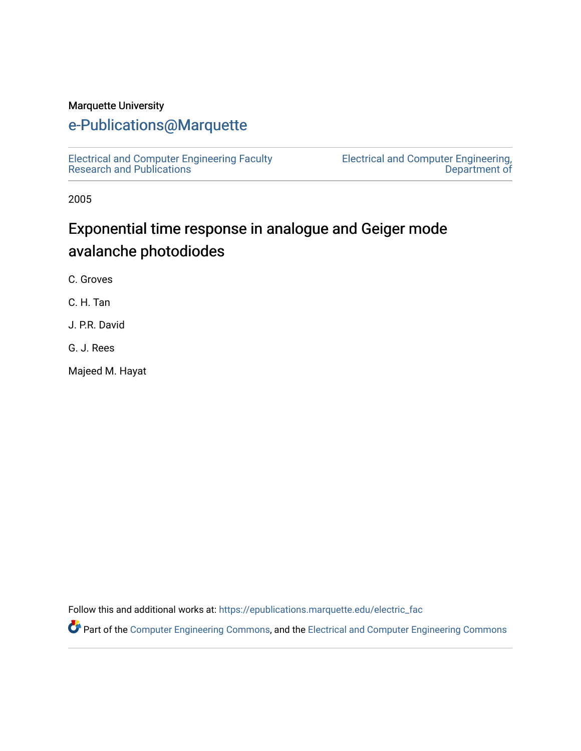Marquette University

# e-Publications@Marquette

Electrical and Computer Engineering Faculty Research and Publications

Electrical and Computer Engineering, Department of

2005

## Exponential time response in analogue and Geiger mode avalanche photodiodes

C. Groves

C. H. Tan

J. P.R. David

G. J. Rees

Majeed M. Hayat

Follow this and additional works at: https://epublications.marquette.edu/electric_fac

Part of the Computer Engineering Commons, and the Electrical and Computer Engineering Commons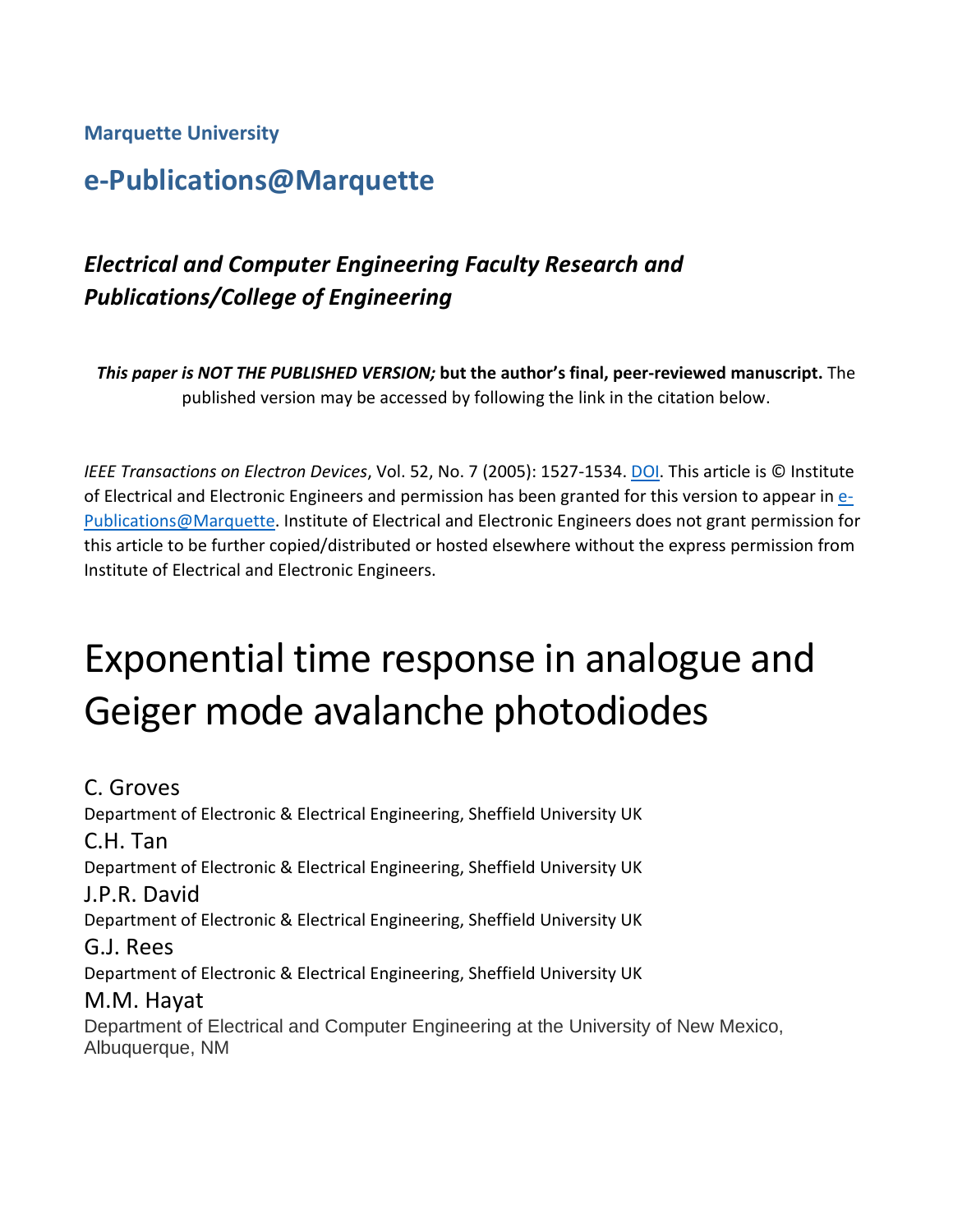**Marquette University**

## e-Publications@Marquette

### *Electrical and Computer Engineering Faculty Research and Publications/College of Engineering*

***This paper is NOT THE PUBLISHED VERSION;* but the author's final, peer-reviewed manuscript.** The published version may be accessed by following the link in the citation below.

*IEEE Transactions on Electron Devices*, Vol. 52, No. 7 (2005): 1527-1534. DOI. This article is © Institute of Electrical and Electronic Engineers and permission has been granted for this version to appear in e-Publications@Marquette. Institute of Electrical and Electronic Engineers does not grant permission for this article to be further copied/distributed or hosted elsewhere without the express permission from Institute of Electrical and Electronic Engineers.

# Exponential time response in analogue and Geiger mode avalanche photodiodes

C. Groves
Department of Electronic & Electrical Engineering, Sheffield University UK

C.H. Tan
Department of Electronic & Electrical Engineering, Sheffield University UK

J.P.R. David
Department of Electronic & Electrical Engineering, Sheffield University UK

G.J. Rees
Department of Electronic & Electrical Engineering, Sheffield University UK

M.M. Hayat
Department of Electrical and Computer Engineering at the University of New Mexico, Albuquerque, NM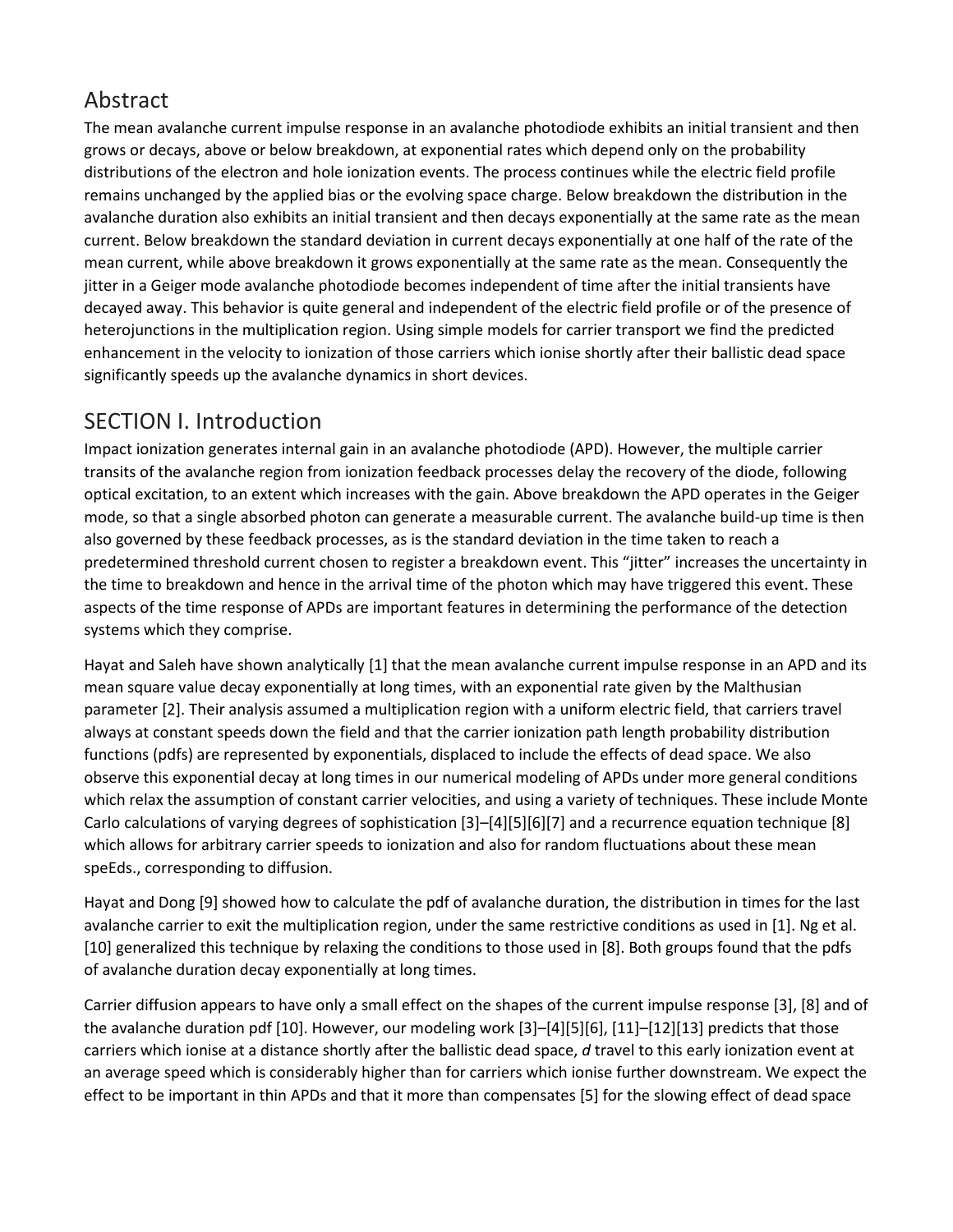## Abstract

The mean avalanche current impulse response in an avalanche photodiode exhibits an initial transient and then grows or decays, above or below breakdown, at exponential rates which depend only on the probability distributions of the electron and hole ionization events. The process continues while the electric field profile remains unchanged by the applied bias or the evolving space charge. Below breakdown the distribution in the avalanche duration also exhibits an initial transient and then decays exponentially at the same rate as the mean current. Below breakdown the standard deviation in current decays exponentially at one half of the rate of the mean current, while above breakdown it grows exponentially at the same rate as the mean. Consequently the jitter in a Geiger mode avalanche photodiode becomes independent of time after the initial transients have decayed away. This behavior is quite general and independent of the electric field profile or of the presence of heterojunctions in the multiplication region. Using simple models for carrier transport we find the predicted enhancement in the velocity to ionization of those carriers which ionise shortly after their ballistic dead space significantly speeds up the avalanche dynamics in short devices.

## SECTION I. Introduction

Impact ionization generates internal gain in an avalanche photodiode (APD). However, the multiple carrier transits of the avalanche region from ionization feedback processes delay the recovery of the diode, following optical excitation, to an extent which increases with the gain. Above breakdown the APD operates in the Geiger mode, so that a single absorbed photon can generate a measurable current. The avalanche build-up time is then also governed by these feedback processes, as is the standard deviation in the time taken to reach a predetermined threshold current chosen to register a breakdown event. This “jitter” increases the uncertainty in the time to breakdown and hence in the arrival time of the photon which may have triggered this event. These aspects of the time response of APDs are important features in determining the performance of the detection systems which they comprise.

Hayat and Saleh have shown analytically [1] that the mean avalanche current impulse response in an APD and its mean square value decay exponentially at long times, with an exponential rate given by the Malthusian parameter [2]. Their analysis assumed a multiplication region with a uniform electric field, that carriers travel always at constant speeds down the field and that the carrier ionization path length probability distribution functions (pdfs) are represented by exponentials, displaced to include the effects of dead space. We also observe this exponential decay at long times in our numerical modeling of APDs under more general conditions which relax the assumption of constant carrier velocities, and using a variety of techniques. These include Monte Carlo calculations of varying degrees of sophistication [3]–[4][5][6][7] and a recurrence equation technique [8] which allows for arbitrary carrier speeds to ionization and also for random fluctuations about these mean speEds., corresponding to diffusion.

Hayat and Dong [9] showed how to calculate the pdf of avalanche duration, the distribution in times for the last avalanche carrier to exit the multiplication region, under the same restrictive conditions as used in [1]. Ng et al. [10] generalized this technique by relaxing the conditions to those used in [8]. Both groups found that the pdfs of avalanche duration decay exponentially at long times.

Carrier diffusion appears to have only a small effect on the shapes of the current impulse response [3], [8] and of the avalanche duration pdf [10]. However, our modeling work [3]–[4][5][6], [11]–[12][13] predicts that those carriers which ionise at a distance shortly after the ballistic dead space, *d* travel to this early ionization event at an average speed which is considerably higher than for carriers which ionise further downstream. We expect the effect to be important in thin APDs and that it more than compensates [5] for the slowing effect of dead space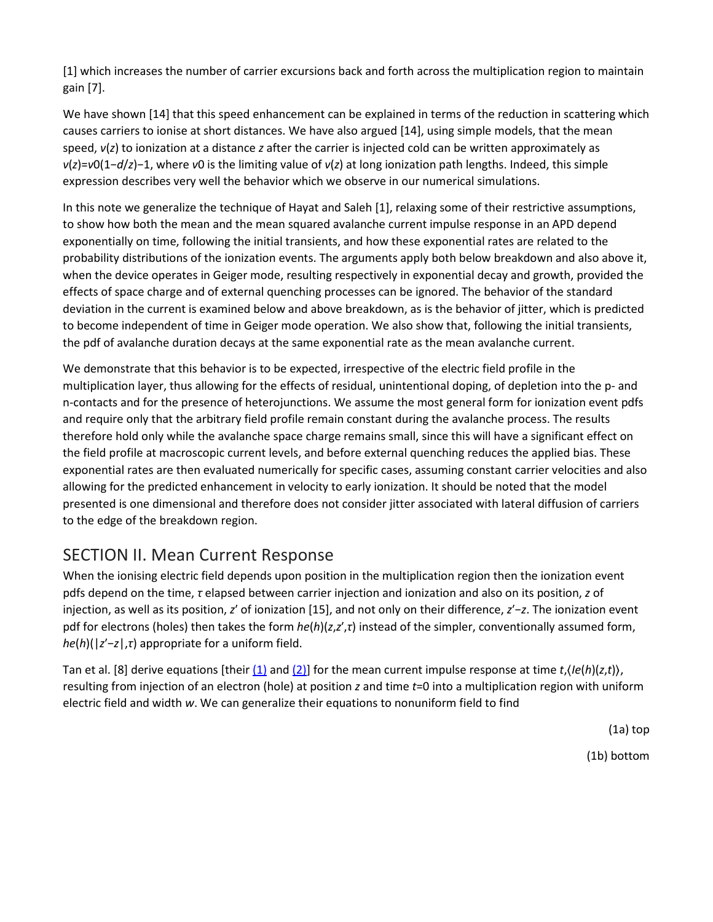[1] which increases the number of carrier excursions back and forth across the multiplication region to maintain gain [7].

We have shown [14] that this speed enhancement can be explained in terms of the reduction in scattering which causes carriers to ionise at short distances. We have also argued [14], using simple models, that the mean speed, $v(z)$ to ionization at a distance $z$ after the carrier is injected cold can be written approximately as $v(z)=v_0(1-d/z)^{-1}$, where $v_0$ is the limiting value of $v(z)$ at long ionization path lengths. Indeed, this simple expression describes very well the behavior which we observe in our numerical simulations.

In this note we generalize the technique of Hayat and Saleh [1], relaxing some of their restrictive assumptions, to show how both the mean and the mean squared avalanche current impulse response in an APD depend exponentially on time, following the initial transients, and how these exponential rates are related to the probability distributions of the ionization events. The arguments apply both below breakdown and also above it, when the device operates in Geiger mode, resulting respectively in exponential decay and growth, provided the effects of space charge and of external quenching processes can be ignored. The behavior of the standard deviation in the current is examined below and above breakdown, as is the behavior of jitter, which is predicted to become independent of time in Geiger mode operation. We also show that, following the initial transients, the pdf of avalanche duration decays at the same exponential rate as the mean avalanche current.

We demonstrate that this behavior is to be expected, irrespective of the electric field profile in the multiplication layer, thus allowing for the effects of residual, unintentional doping, of depletion into the p- and n-contacts and for the presence of heterojunctions. We assume the most general form for ionization event pdfs and require only that the arbitrary field profile remain constant during the avalanche process. The results therefore hold only while the avalanche space charge remains small, since this will have a significant effect on the field profile at macroscopic current levels, and before external quenching reduces the applied bias. These exponential rates are then evaluated numerically for specific cases, assuming constant carrier velocities and also allowing for the predicted enhancement in velocity to early ionization. It should be noted that the model presented is one dimensional and therefore does not consider jitter associated with lateral diffusion of carriers to the edge of the breakdown region.

## SECTION II. Mean Current Response

When the ionising electric field depends upon position in the multiplication region then the ionization event pdfs depend on the time, $\tau$ elapsed between carrier injection and ionization and also on its position, $z$ of injection, as well as its position, $z'$ of ionization [15], and not only on their difference, $z'-z$. The ionization event pdf for electrons (holes) then takes the form $h_{e(h)}(z,z',\tau)$ instead of the simpler, conventionally assumed form, $h_{e(h)}(|z'-z|,\tau)$ appropriate for a uniform field.

Tan et al. [8] derive equations [their (1) and (2)] for the mean current impulse response at time $t$, $\langle I_{e(h)}(z,t)\rangle$, resulting from injection of an electron (hole) at position $z$ and time $t$=0 into a multiplication region with uniform electric field and width $w$. We can generalize their equations to nonuniform field to find

(1a) top

(1b) bottom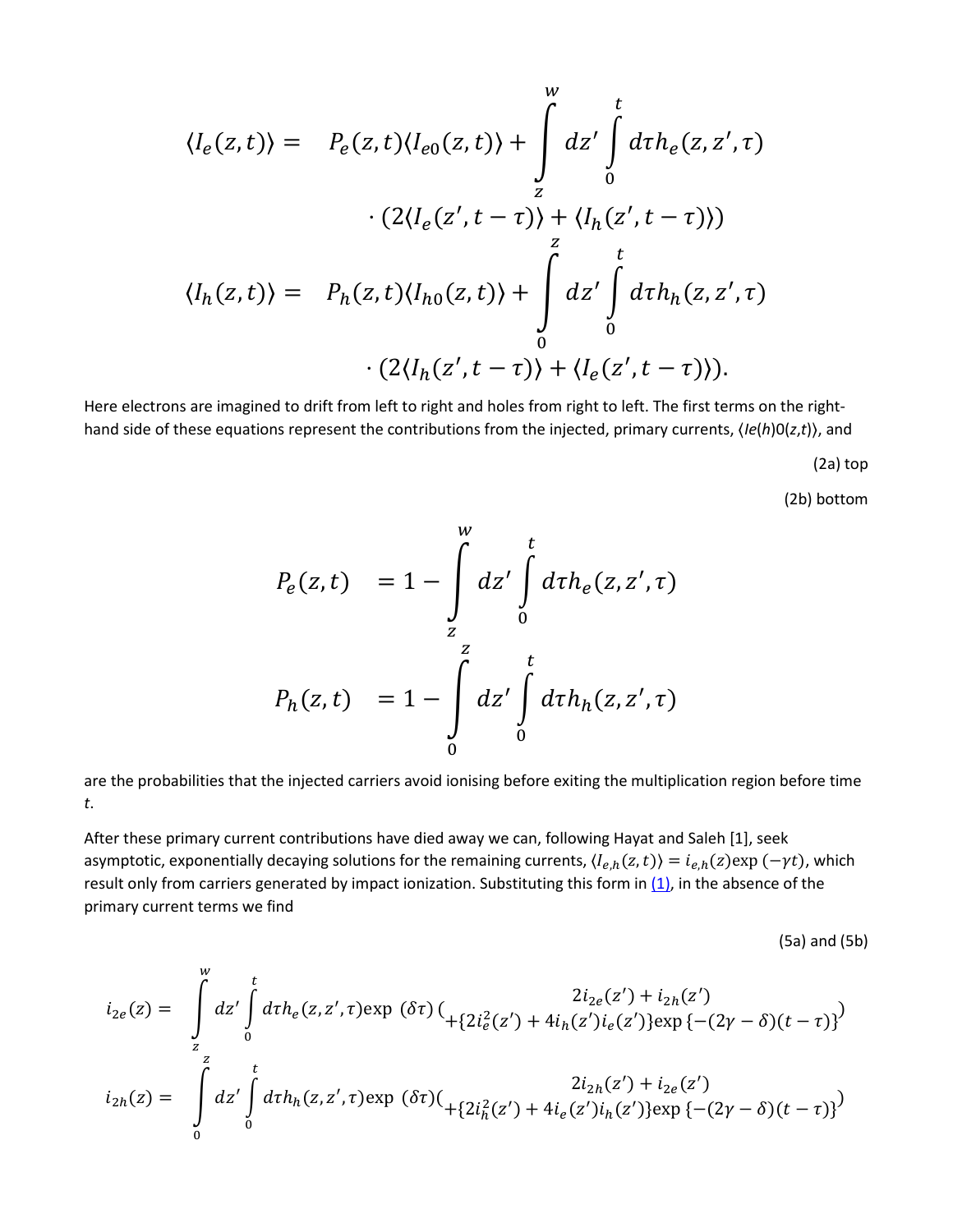$$
\begin{aligned}
\langle I_e(z,t)\rangle = \quad & P_e(z,t)\langle I_{e0}(z,t)\rangle + \int_z^w dz' \int_0^t d\tau h_e(z,z',\tau) \\
& \cdot \left(2\langle I_e(z',t-\tau)\rangle + \langle I_h(z',t-\tau)\rangle\right) \\
\langle I_h(z,t)\rangle = \quad & P_h(z,t)\langle I_{h0}(z,t)\rangle + \int_0^z dz' \int_0^t d\tau h_h(z,z',\tau) \\
& \cdot \left(2\langle I_h(z',t-\tau)\rangle + \langle I_e(z',t-\tau)\rangle\right).
\end{aligned}
$$

Here electrons are imagined to drift from left to right and holes from right to left. The first terms on the right-hand side of these equations represent the contributions from the injected, primary currents, $\langle I_{e(h)0}(z,t)\rangle$, and

(2a) top

(2b) bottom

$$
\begin{aligned}
P_e(z,t) \quad &= 1 - \int_z^w dz' \int_0^t d\tau h_e(z,z',\tau) \\
P_h(z,t) \quad &= 1 - \int_0^z dz' \int_0^t d\tau h_h(z,z',\tau)
\end{aligned}
$$

are the probabilities that the injected carriers avoid ionising before exiting the multiplication region before time $t$.

After these primary current contributions have died away we can, following Hayat and Saleh [1], seek asymptotic, exponentially decaying solutions for the remaining currents, $\langle I_{e,h}(z,t)\rangle = i_{e,h}(z)\exp(-\gamma t)$, which result only from carriers generated by impact ionization. Substituting this form in (1), in the absence of the primary current terms we find

(5a) and (5b)

$$
\begin{aligned}
i_{2e}(z) = \quad & \int_z^w dz' \int_0^t d\tau h_e(z,z',\tau)\exp(\delta\tau)\begin{pmatrix} 2i_{2e}(z') + i_{2h}(z') \\ +\{2i_e^2(z') + 4i_h(z')i_e(z')\}\exp\{-(2\gamma-\delta)(t-\tau)\} \end{pmatrix} \\
i_{2h}(z) = \quad & \int_0^z dz' \int_0^t d\tau h_h(z,z',\tau)\exp(\delta\tau)\begin{pmatrix} 2i_{2h}(z') + i_{2e}(z') \\ +\{2i_h^2(z') + 4i_e(z')i_h(z')\}\exp\{-(2\gamma-\delta)(t-\tau)\} \end{pmatrix}
\end{aligned}
$$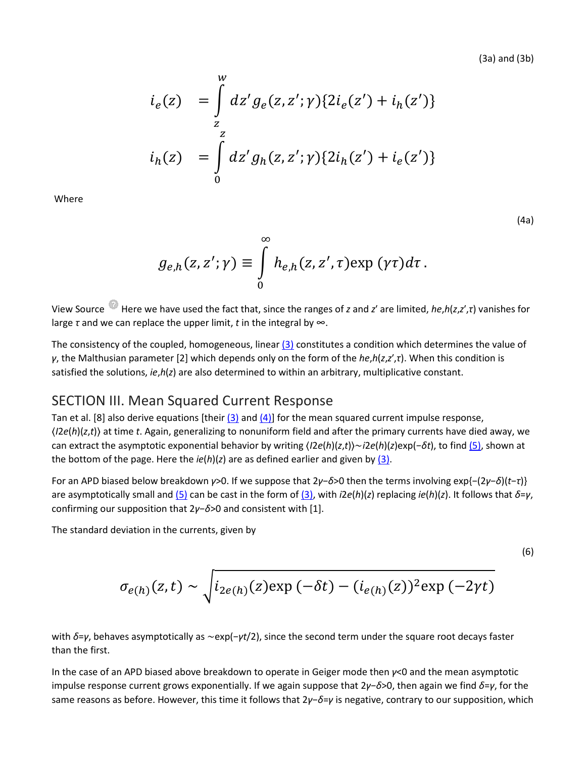(3a) and (3b)

$$
\begin{aligned}
i_e(z) &= \int_z^w dz' g_e(z,z';\gamma)\{2i_e(z') + i_h(z')\} \\
i_h(z) &= \int_0^z dz' g_h(z,z';\gamma)\{2i_h(z') + i_e(z')\}
\end{aligned}
$$

Where

(4a)

$$
g_{e,h}(z,z';\gamma) \equiv \int_0^\infty h_{e,h}(z,z',\tau)\exp(\gamma\tau)d\tau .
$$

View Source Here we have used the fact that, since the ranges of $z$ and $z'$ are limited, $h_{e,h}(z,z',\tau)$ vanishes for large $\tau$ and we can replace the upper limit, $t$ in the integral by $\infty$.

The consistency of the coupled, homogeneous, linear (3) constitutes a condition which determines the value of $\gamma$, the Malthusian parameter [2] which depends only on the form of the $h_{e,h}(z,z',\tau)$. When this condition is satisfied the solutions, $i_{e,h}(z)$ are also determined to within an arbitrary, multiplicative constant.

## SECTION III. Mean Squared Current Response

Tan et al. [8] also derive equations [their (3) and (4)] for the mean squared current impulse response, $\langle I_{2e(h)}(z,t)\rangle$ at time $t$. Again, generalizing to nonuniform field and after the primary currents have died away, we can extract the asymptotic exponential behavior by writing $\langle I_{2e(h)}(z,t)\rangle \sim i_{2e(h)}(z)\exp(-\delta t)$, to find (5), shown at the bottom of the page. Here the $i_{e(h)}(z)$ are as defined earlier and given by (3).

For an APD biased below breakdown $\gamma>0$. If we suppose that $2\gamma-\delta>0$ then the terms involving $\exp\{-(2\gamma-\delta)(t-\tau)\}$ are asymptotically small and (5) can be cast in the form of (3), with $i_{2e(h)}(z)$ replacing $i_{e(h)}(z)$. It follows that $\delta=\gamma$, confirming our supposition that $2\gamma-\delta>0$ and consistent with [1].

The standard deviation in the currents, given by

(6)

$$
\sigma_{e(h)}(z,t) \sim \sqrt{i_{2e(h)}(z)\exp(-\delta t) - (i_{e(h)}(z))^2\exp(-2\gamma t)}
$$

with $\delta=\gamma$, behaves asymptotically as $\sim\exp(-\gamma t/2)$, since the second term under the square root decays faster than the first.

In the case of an APD biased above breakdown to operate in Geiger mode then $\gamma<0$ and the mean asymptotic impulse response current grows exponentially. If we again suppose that $2\gamma-\delta>0$, then again we find $\delta=\gamma$, for the same reasons as before. However, this time it follows that $2\gamma-\delta=\gamma$ is negative, contrary to our supposition, which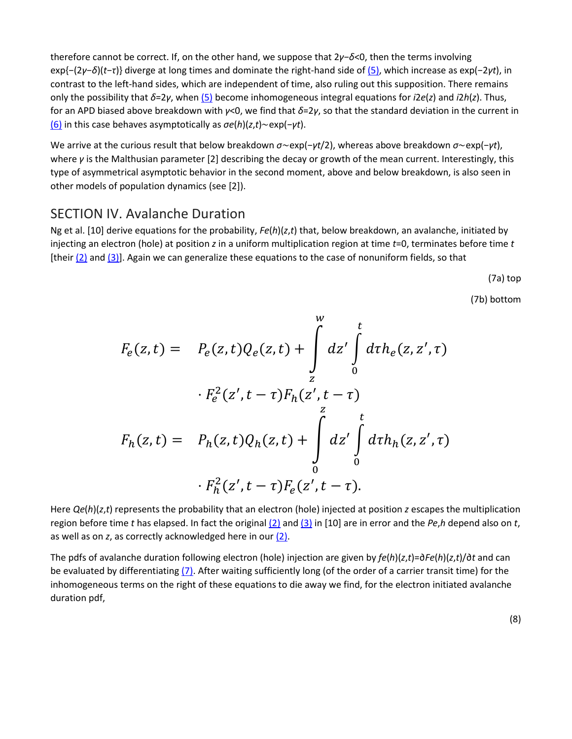therefore cannot be correct. If, on the other hand, we suppose that $2\gamma-\delta<0$, then the terms involving $\exp\{-(2\gamma-\delta)(t-\tau)\}$ diverge at long times and dominate the right-hand side of (5), which increase as $\exp(-2\gamma t)$, in contrast to the left-hand sides, which are independent of time, also ruling out this supposition. There remains only the possibility that $\delta=2\gamma$, when (5) become inhomogeneous integral equations for $i2e(z)$ and $i2h(z)$. Thus, for an APD biased above breakdown with $\gamma<0$, we find that $\delta=2\gamma$, so that the standard deviation in the current in (6) in this case behaves asymptotically as $\sigma e(h)(z,t)\sim\exp(-\gamma t)$.

We arrive at the curious result that below breakdown $\sigma\sim\exp(-\gamma t/2)$, whereas above breakdown $\sigma\sim\exp(-\gamma t)$, where $\gamma$ is the Malthusian parameter [2] describing the decay or growth of the mean current. Interestingly, this type of asymmetrical asymptotic behavior in the second moment, above and below breakdown, is also seen in other models of population dynamics (see [2]).

## SECTION IV. Avalanche Duration

Ng et al. [10] derive equations for the probability, $Fe(h)(z,t)$ that, below breakdown, an avalanche, initiated by injecting an electron (hole) at position $z$ in a uniform multiplication region at time $t=0$, terminates before time $t$ [their (2) and (3)]. Again we can generalize these equations to the case of nonuniform fields, so that

(7a) top

(7b) bottom

$$
\begin{aligned}
F_e(z,t) = \quad & P_e(z,t)Q_e(z,t) + \int_z^w dz' \int_0^t d\tau h_e(z,z',\tau) \\
& \cdot F_e^2(z',t-\tau)F_h(z',t-\tau) \\
F_h(z,t) = \quad & P_h(z,t)Q_h(z,t) + \int_0^z dz' \int_0^t d\tau h_h(z,z',\tau) \\
& \cdot F_h^2(z',t-\tau)F_e(z',t-\tau).
\end{aligned}
$$

Here $Qe(h)(z,t)$ represents the probability that an electron (hole) injected at position $z$ escapes the multiplication region before time $t$ has elapsed. In fact the original (2) and (3) in [10] are in error and the $Pe,h$ depend also on $t$, as well as on $z$, as correctly acknowledged here in our (2).

The pdfs of avalanche duration following electron (hole) injection are given by $fe(h)(z,t)=\partial Fe(h)(z,t)/\partial t$ and can be evaluated by differentiating (7). After waiting sufficiently long (of the order of a carrier transit time) for the inhomogeneous terms on the right of these equations to die away we find, for the electron initiated avalanche duration pdf,

(8)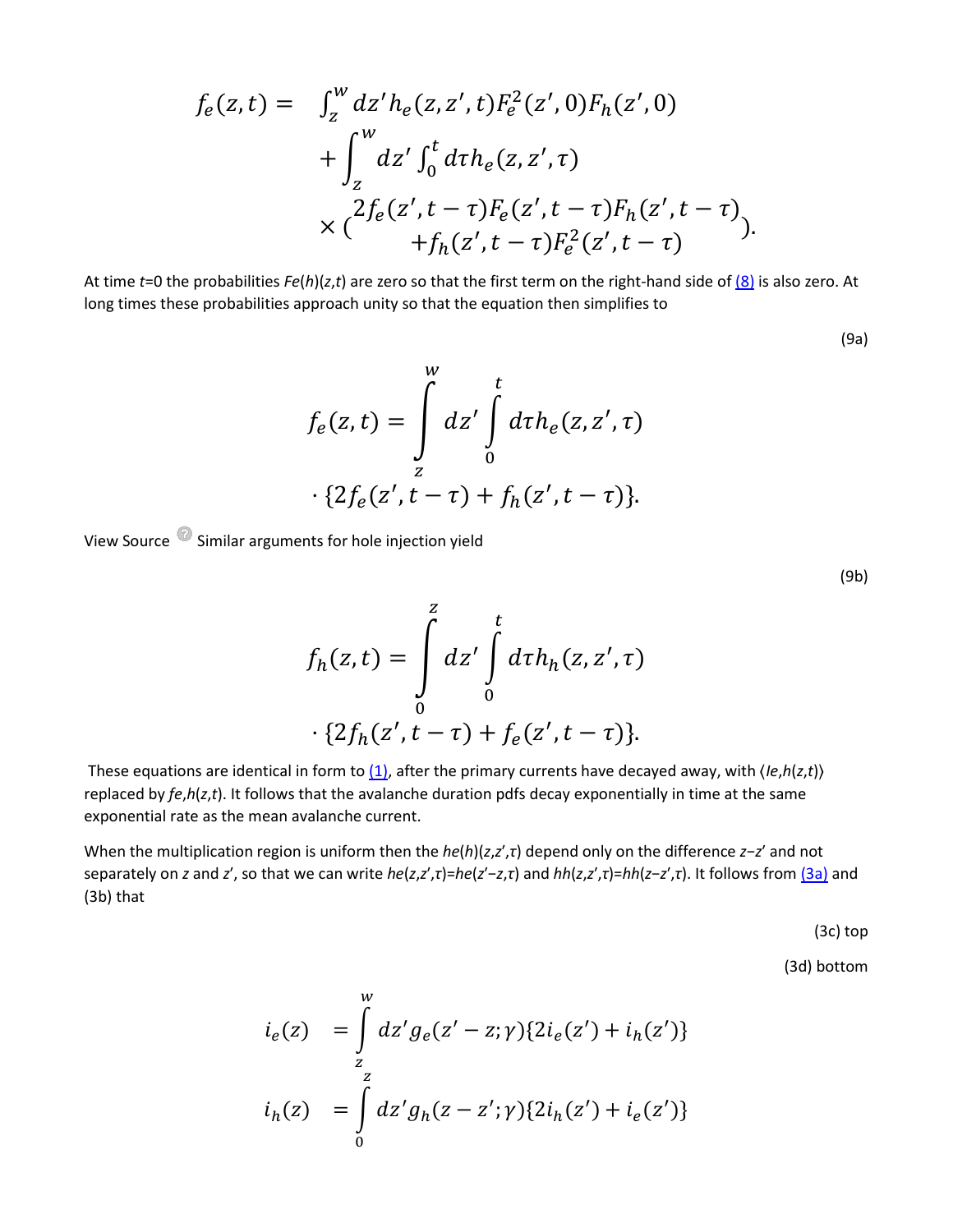$$
\begin{aligned}
f_e(z,t) = &\int_z^w dz' h_e(z,z',t) F_e^2(z',0) F_h(z',0) \\
&+ \int_z^w dz' \int_0^t d\tau h_e(z,z',\tau) \\
&\times \left( \begin{array}{c} 2 f_e(z',t-\tau) F_e(z',t-\tau) F_h(z',t-\tau) \\ + f_h(z',t-\tau) F_e^2(z',t-\tau) \end{array} \right).
\end{aligned}
$$

At time $t$=0 the probabilities $F_{e(h)}(z,t)$ are zero so that the first term on the right-hand side of (8) is also zero. At long times these probabilities approach unity so that the equation then simplifies to

(9a)

$$
f_e(z,t) = \int_z^w dz' \int_0^t d\tau h_e(z,z',\tau) \cdot \{2 f_e(z',t-\tau) + f_h(z',t-\tau)\}.
$$

View Source Similar arguments for hole injection yield

(9b)

$$
f_h(z,t) = \int_0^z dz' \int_0^t d\tau h_h(z,z',\tau) \cdot \{2 f_h(z',t-\tau) + f_e(z',t-\tau)\}.
$$

These equations are identical in form to (1), after the primary currents have decayed away, with $\langle I_{e,h}(z,t)\rangle$ replaced by $f_{e,h}(z,t)$. It follows that the avalanche duration pdfs decay exponentially in time at the same exponential rate as the mean avalanche current.

When the multiplication region is uniform then the $h_{e(h)}(z,z',\tau)$ depend only on the difference $z-z'$ and not separately on $z$ and $z'$, so that we can write $h_e(z,z',\tau)=h_e(z'-z,\tau)$ and $h_h(z,z',\tau)=h_h(z-z',\tau)$. It follows from (3a) and (3b) that

(3c) top

(3d) bottom

$$
\begin{aligned}
i_e(z) &= \int_z^w dz' g_e(z'-z;\gamma)\{2 i_e(z') + i_h(z')\} \\
i_h(z) &= \int_0^z dz' g_h(z-z';\gamma)\{2 i_h(z') + i_e(z')\}
\end{aligned}
$$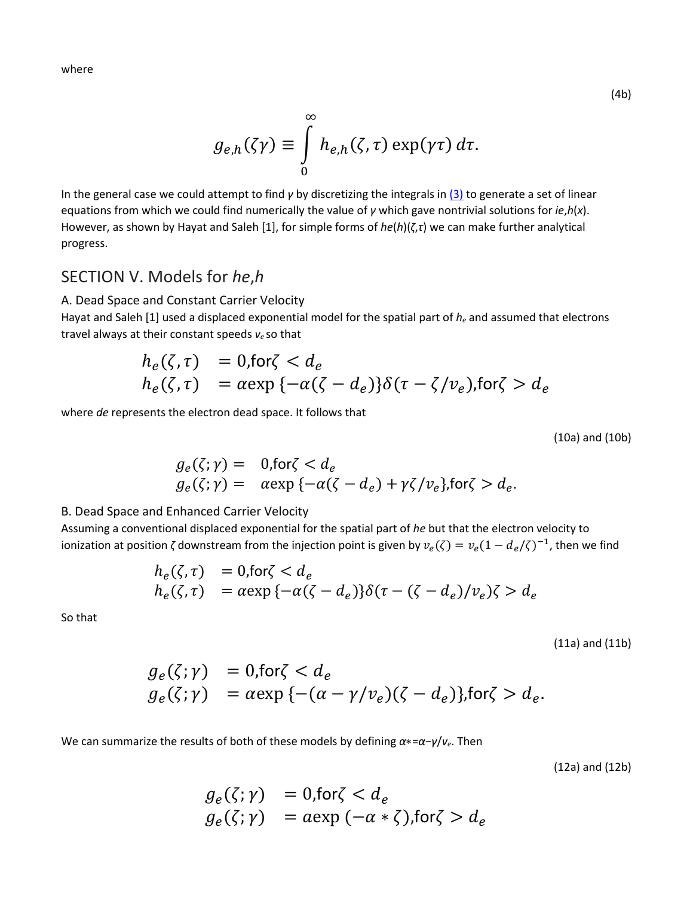where

(4b)

$$g_{e,h}(\zeta\gamma) \equiv \int_{0}^{\infty} h_{e,h}(\zeta,\tau)\exp(\gamma\tau)\,d\tau.$$

In the general case we could attempt to find $\gamma$ by discretizing the integrals in (3) to generate a set of linear equations from which we could find numerically the value of $\gamma$ which gave nontrivial solutions for $i_{e,h}(x)$. However, as shown by Hayat and Saleh [1], for simple forms of $h_{e(h)}(\zeta,\tau)$ we can make further analytical progress.

## SECTION V. Models for $h_{e,h}$

### A. Dead Space and Constant Carrier Velocity

Hayat and Saleh [1] used a displaced exponential model for the spatial part of $h_e$ and assumed that electrons travel always at their constant speeds $v_e$ so that

$$\begin{aligned} h_e(\zeta,\tau) &= 0,\text{for}\zeta < d_e \\ h_e(\zeta,\tau) &= \alpha\exp\{-\alpha(\zeta-d_e)\}\delta(\tau-\zeta/v_e),\text{for}\zeta > d_e \end{aligned}$$

where $d_e$ represents the electron dead space. It follows that

(10a) and (10b)

$$\begin{aligned} g_e(\zeta;\gamma) &= 0,\text{for}\zeta < d_e \\ g_e(\zeta;\gamma) &= \alpha\exp\{-\alpha(\zeta-d_e)+\gamma\zeta/v_e\},\text{for}\zeta > d_e. \end{aligned}$$

### B. Dead Space and Enhanced Carrier Velocity

Assuming a conventional displaced exponential for the spatial part of $h_e$ but that the electron velocity to ionization at position $\zeta$ downstream from the injection point is given by $v_e(\zeta) = v_e(1-d_e/\zeta)^{-1}$, then we find

$$\begin{aligned} h_e(\zeta,\tau) &= 0,\text{for}\zeta < d_e \\ h_e(\zeta,\tau) &= \alpha\exp\{-\alpha(\zeta-d_e)\}\delta(\tau-(\zeta-d_e)/v_e)\zeta > d_e \end{aligned}$$

So that

(11a) and (11b)

$$\begin{aligned} g_e(\zeta;\gamma) &= 0,\text{for}\zeta < d_e \\ g_e(\zeta;\gamma) &= \alpha\exp\{-(\alpha-\gamma/v_e)(\zeta-d_e)\},\text{for}\zeta > d_e. \end{aligned}$$

We can summarize the results of both of these models by defining $\alpha* = \alpha - \gamma/v_e$. Then

(12a) and (12b)

$$\begin{aligned} g_e(\zeta;\gamma) &= 0,\text{for}\zeta < d_e \\ g_e(\zeta;\gamma) &= a\exp(-\alpha*\zeta),\text{for}\zeta > d_e \end{aligned}$$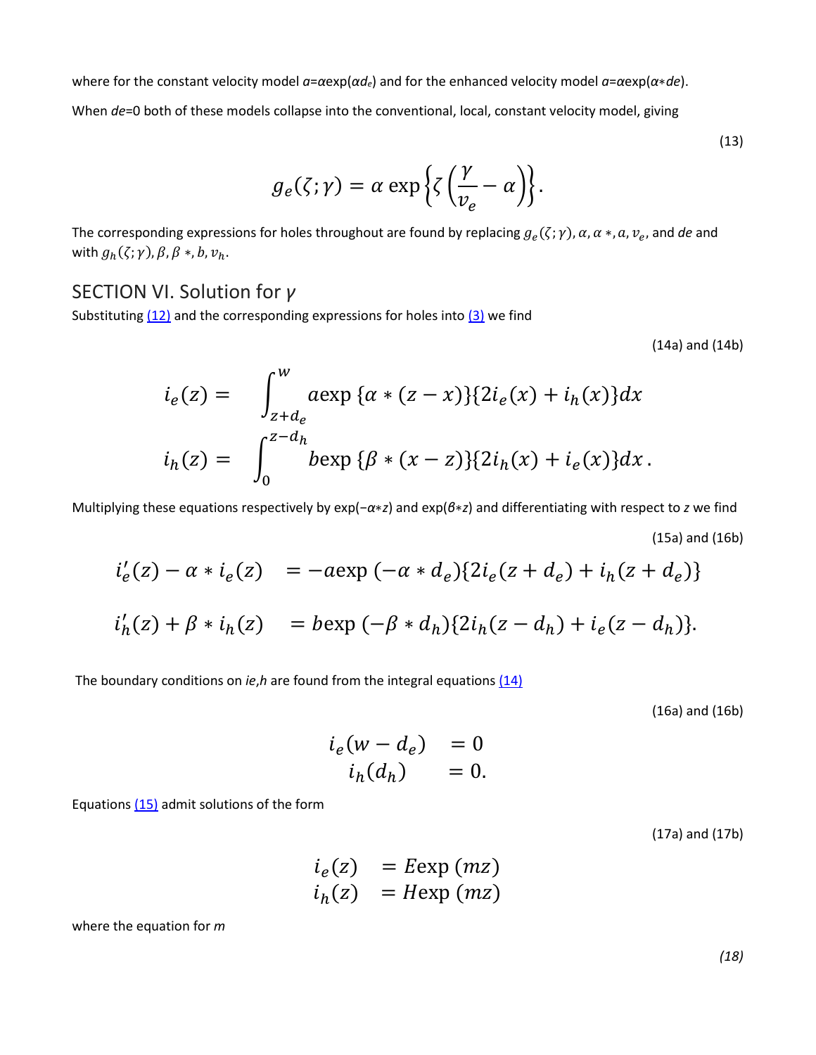where for the constant velocity model $a=\alpha\exp(\alpha d_e)$ and for the enhanced velocity model $a=\alpha\exp(\alpha*de)$.

When $de=0$ both of these models collapse into the conventional, local, constant velocity model, giving

(13)

$$g_e(\zeta;\gamma) = \alpha \exp\left\{\zeta\left(\frac{\gamma}{v_e} - \alpha\right)\right\}.$$

The corresponding expressions for holes throughout are found by replacing $g_e(\zeta;\gamma), \alpha, \alpha*, a, v_e$, and $de$ and with $g_h(\zeta;\gamma), \beta, \beta*, b, v_h$.

## SECTION VI. Solution for γ

Substituting (12) and the corresponding expressions for holes into (3) we find

(14a) and (14b)

$$\begin{aligned} i_e(z) &= \int_{z+d_e}^{w} a\exp\{\alpha*(z-x)\}\{2i_e(x)+i_h(x)\}dx \\ i_h(z) &= \int_{0}^{z-d_h} b\exp\{\beta*(x-z)\}\{2i_h(x)+i_e(x)\}dx\,. \end{aligned}$$

Multiplying these equations respectively by $\exp(-\alpha*z)$ and $\exp(\beta*z)$ and differentiating with respect to $z$ we find

(15a) and (16b)

$$\begin{aligned} i_e'(z) - \alpha*i_e(z) &= -a\exp(-\alpha*d_e)\{2i_e(z+d_e)+i_h(z+d_e)\} \\ i_h'(z) + \beta*i_h(z) &= b\exp(-\beta*d_h)\{2i_h(z-d_h)+i_e(z-d_h)\}. \end{aligned}$$

The boundary conditions on $ie,h$ are found from the integral equations (14)

(16a) and (16b)

$$\begin{aligned} i_e(w-d_e) &= 0 \\ i_h(d_h) &= 0. \end{aligned}$$

Equations (15) admit solutions of the form

(17a) and (17b)

$$\begin{aligned} i_e(z) &= E\exp(mz) \\ i_h(z) &= H\exp(mz) \end{aligned}$$

where the equation for $m$

*(18)*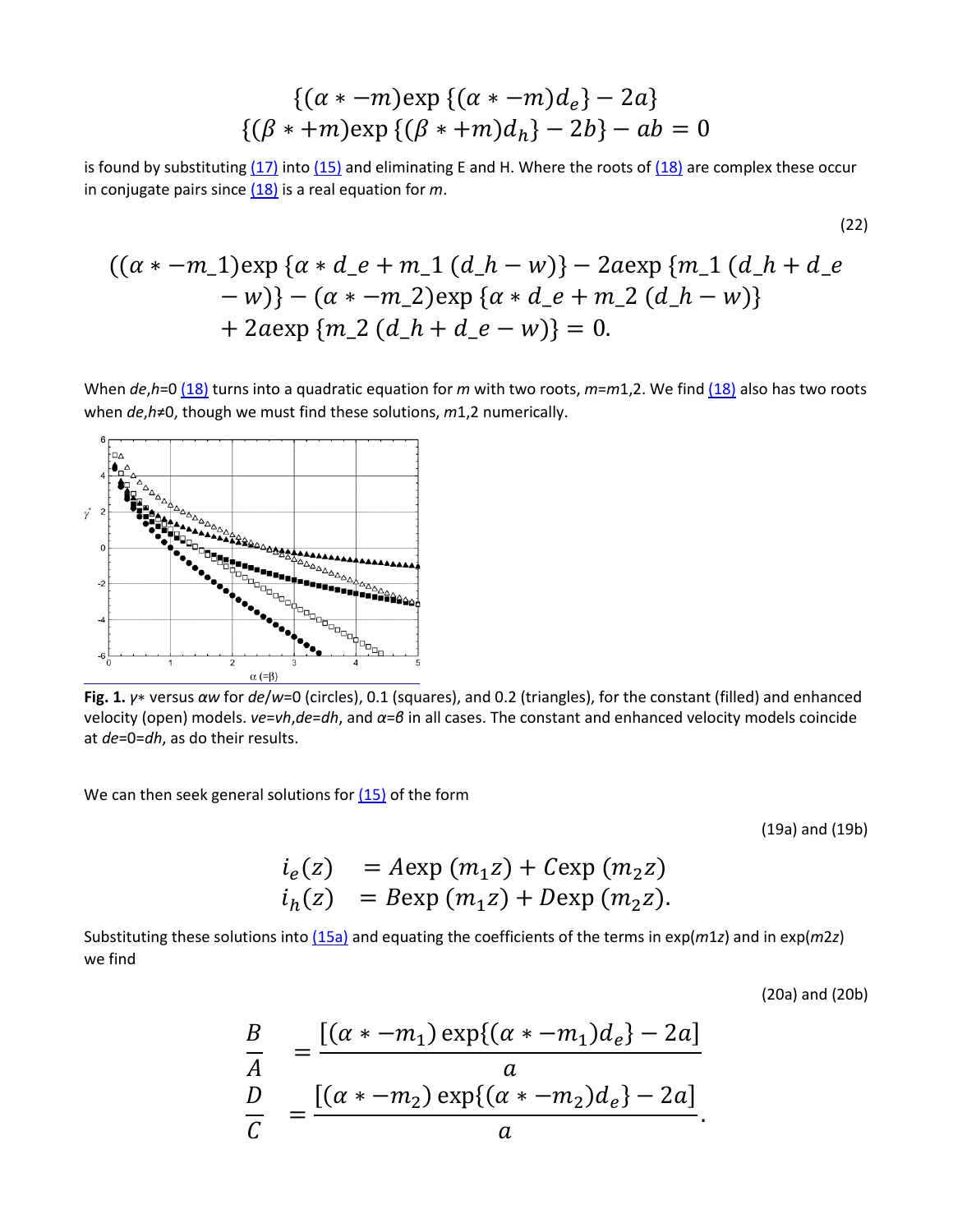$$\{(\alpha * -m)\exp\{(\alpha * -m)d_e\} - 2a\}$$
$$\{(\beta * +m)\exp\{(\beta * +m)d_h\} - 2b\} - ab = 0$$

is found by substituting (17) into (15) and eliminating E and H. Where the roots of (18) are complex these occur in conjugate pairs since (18) is a real equation for $m$.

(22)

$$((\alpha * -m\_1)\exp\{\alpha * d\_e + m\_1\,(d\_h - w)\} - 2a\exp\{m\_1\,(d\_h + d\_e - w)\} - (\alpha * -m\_2)\exp\{\alpha * d\_e + m\_2\,(d\_h - w)\} + 2a\exp\{m\_2\,(d\_h + d\_e - w)\} = 0.$$

When $d_{e,h}=0$ (18) turns into a quadratic equation for $m$ with two roots, $m=m_{1,2}$. We find (18) also has two roots when $d_{e,h}\neq 0$, though we must find these solutions, $m_{1,2}$ numerically.

**Fig. 1.** $\gamma *$ versus $\alpha w$ for $d_e/w=0$ (circles), 0.1 (squares), and 0.2 (triangles), for the constant (filled) and enhanced velocity (open) models. $v_e=v_h, d_e=d_h$, and $\alpha=\beta$ in all cases. The constant and enhanced velocity models coincide at $d_e=0=d_h$, as do their results.

We can then seek general solutions for (15) of the form

(19a) and (19b)

$$\begin{aligned} i_e(z) &= A\exp(m_1 z) + C\exp(m_2 z) \\ i_h(z) &= B\exp(m_1 z) + D\exp(m_2 z). \end{aligned}$$

Substituting these solutions into (15a) and equating the coefficients of the terms in $\exp(m_1 z)$ and in $\exp(m_2 z)$ we find

(20a) and (20b)

$$\begin{aligned} \frac{B}{A} &= \frac{[(\alpha * -m_1)\exp\{(\alpha * -m_1)d_e\} - 2a]}{a} \\ \frac{D}{C} &= \frac{[(\alpha * -m_2)\exp\{(\alpha * -m_2)d_e\} - 2a]}{a}. \end{aligned}$$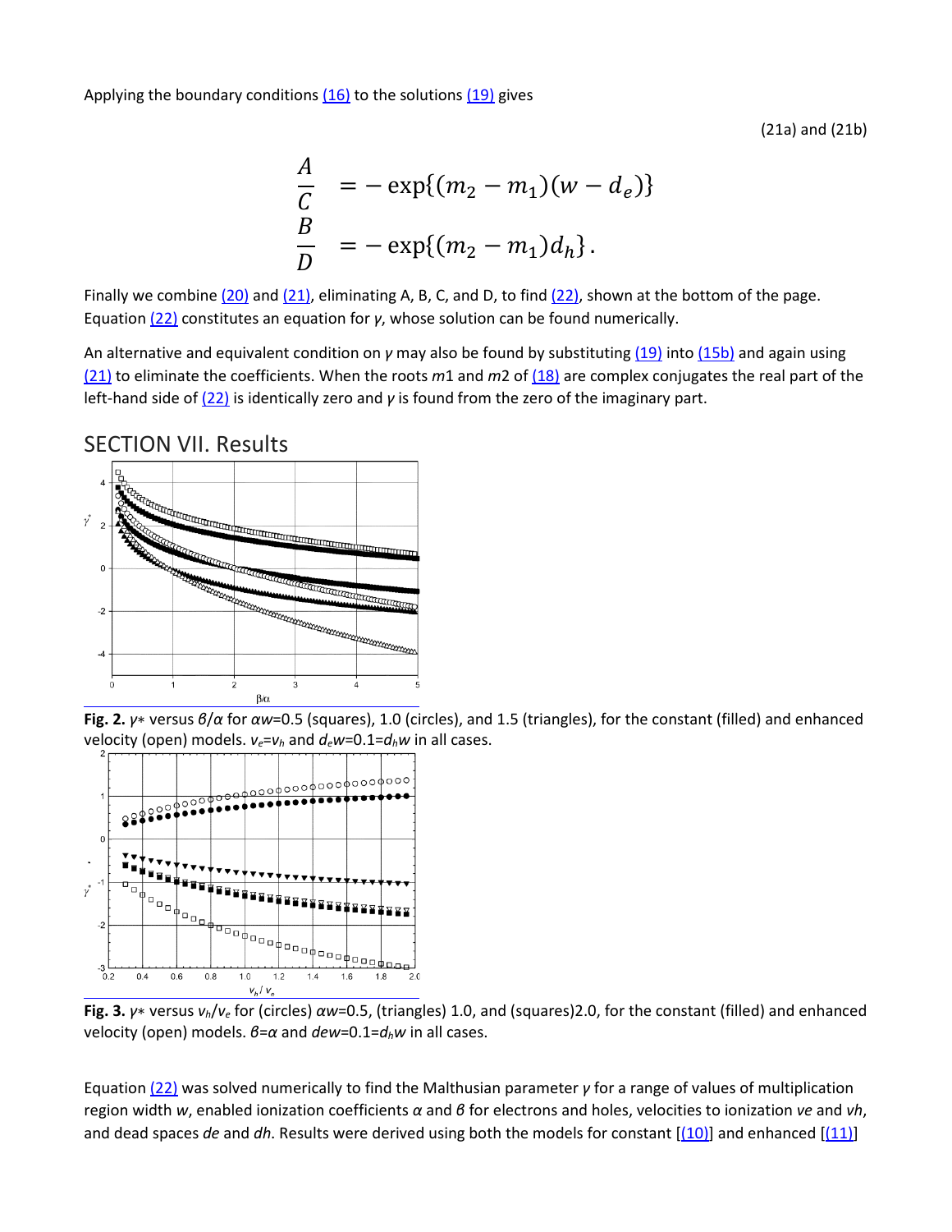Applying the boundary conditions (16) to the solutions (19) gives

(21a) and (21b)

$$
\begin{aligned}
\frac{A}{C} &= -\exp\{(m_2 - m_1)(w - d_e)\} \\
\frac{B}{D} &= -\exp\{(m_2 - m_1)d_h\}.
\end{aligned}
$$

Finally we combine (20) and (21), eliminating A, B, C, and D, to find (22), shown at the bottom of the page. Equation (22) constitutes an equation for $\gamma$, whose solution can be found numerically.

An alternative and equivalent condition on $\gamma$ may also be found by substituting (19) into (15b) and again using (21) to eliminate the coefficients. When the roots $m1$ and $m2$ of (18) are complex conjugates the real part of the left-hand side of (22) is identically zero and $\gamma$ is found from the zero of the imaginary part.

## SECTION VII. Results

**Fig. 2.** $\gamma*$ versus $\beta/\alpha$ for $\alpha w$=0.5 (squares), 1.0 (circles), and 1.5 (triangles), for the constant (filled) and enhanced velocity (open) models. $v_e$=$v_h$ and $d_e w$=0.1=$d_h w$ in all cases.

**Fig. 3.** $\gamma*$ versus $v_h/v_e$ for (circles) $\alpha w$=0.5, (triangles) 1.0, and (squares)2.0, for the constant (filled) and enhanced velocity (open) models. $\beta$=$\alpha$ and $dew$=0.1=$d_h w$ in all cases.

Equation (22) was solved numerically to find the Malthusian parameter $\gamma$ for a range of values of multiplication region width $w$, enabled ionization coefficients $\alpha$ and $\beta$ for electrons and holes, velocities to ionization $ve$ and $vh$, and dead spaces $de$ and $dh$. Results were derived using both the models for constant [(10)] and enhanced [(11)]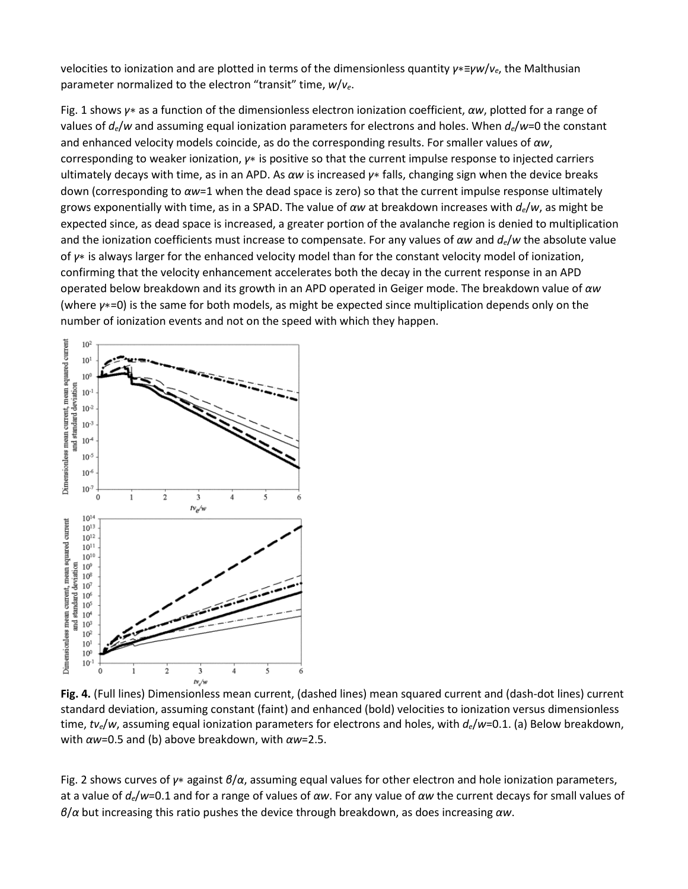velocities to ionization and are plotted in terms of the dimensionless quantity $\gamma*\equiv\gamma w/v_e$, the Malthusian parameter normalized to the electron "transit" time, $w/v_e$.

Fig. 1 shows $\gamma*$ as a function of the dimensionless electron ionization coefficient, $\alpha w$, plotted for a range of values of $d_e/w$ and assuming equal ionization parameters for electrons and holes. When $d_e/w$=0 the constant and enhanced velocity models coincide, as do the corresponding results. For smaller values of $\alpha w$, corresponding to weaker ionization, $\gamma*$ is positive so that the current impulse response to injected carriers ultimately decays with time, as in an APD. As $\alpha w$ is increased $\gamma*$ falls, changing sign when the device breaks down (corresponding to $\alpha w$=1 when the dead space is zero) so that the current impulse response ultimately grows exponentially with time, as in a SPAD. The value of $\alpha w$ at breakdown increases with $d_e/w$, as might be expected since, as dead space is increased, a greater portion of the avalanche region is denied to multiplication and the ionization coefficients must increase to compensate. For any values of $\alpha w$ and $d_e/w$ the absolute value of $\gamma*$ is always larger for the enhanced velocity model than for the constant velocity model of ionization, confirming that the velocity enhancement accelerates both the decay in the current response in an APD operated below breakdown and its growth in an APD operated in Geiger mode. The breakdown value of $\alpha w$ (where $\gamma*$=0) is the same for both models, as might be expected since multiplication depends only on the number of ionization events and not on the speed with which they happen.

**Fig. 4.** (Full lines) Dimensionless mean current, (dashed lines) mean squared current and (dash-dot lines) current standard deviation, assuming constant (faint) and enhanced (bold) velocities to ionization versus dimensionless time, $tv_e/w$, assuming equal ionization parameters for electrons and holes, with $d_e/w$=0.1. (a) Below breakdown, with $\alpha w$=0.5 and (b) above breakdown, with $\alpha w$=2.5.

Fig. 2 shows curves of $\gamma*$ against $\beta/\alpha$, assuming equal values for other electron and hole ionization parameters, at a value of $d_e/w$=0.1 and for a range of values of $\alpha w$. For any value of $\alpha w$ the current decays for small values of $\beta/\alpha$ but increasing this ratio pushes the device through breakdown, as does increasing $\alpha w$.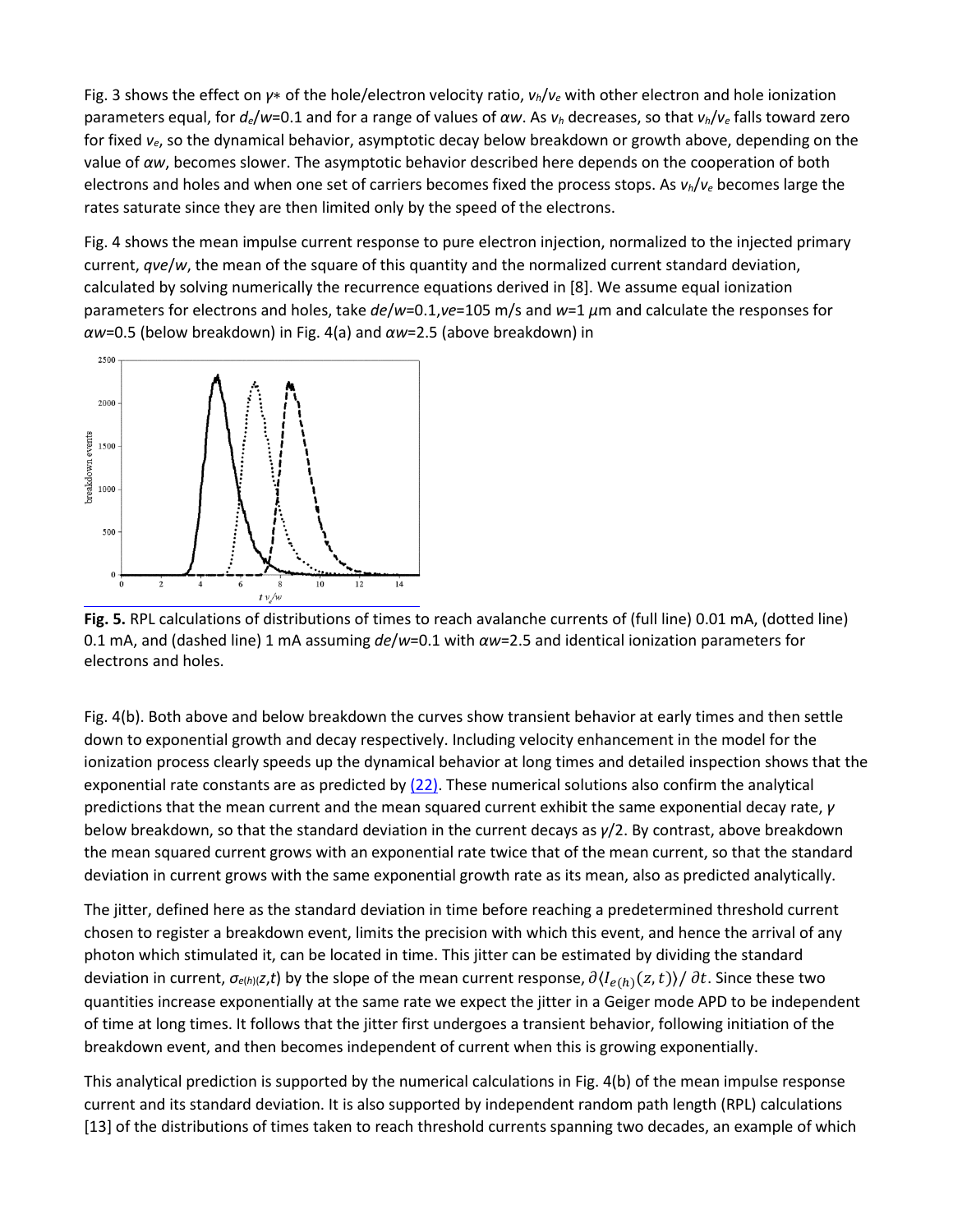Fig. 3 shows the effect on $\gamma*$ of the hole/electron velocity ratio, $v_h/v_e$ with other electron and hole ionization parameters equal, for $d_e/w$=0.1 and for a range of values of $\alpha w$. As $v_h$ decreases, so that $v_h/v_e$ falls toward zero for fixed $v_e$, so the dynamical behavior, asymptotic decay below breakdown or growth above, depending on the value of $\alpha w$, becomes slower. The asymptotic behavior described here depends on the cooperation of both electrons and holes and when one set of carriers becomes fixed the process stops. As $v_h/v_e$ becomes large the rates saturate since they are then limited only by the speed of the electrons.

Fig. 4 shows the mean impulse current response to pure electron injection, normalized to the injected primary current, $qve/w$, the mean of the square of this quantity and the normalized current standard deviation, calculated by solving numerically the recurrence equations derived in [8]. We assume equal ionization parameters for electrons and holes, take $de/w$=0.1,$ve$=105 m/s and $w$=1 $\mu$m and calculate the responses for $\alpha w$=0.5 (below breakdown) in Fig. 4(a) and $\alpha w$=2.5 (above breakdown) in Fig. 4(b). Both above and below breakdown the curves show transient behavior at early times and then settle down to exponential growth and decay respectively. Including velocity enhancement in the model for the ionization process clearly speeds up the dynamical behavior at long times and detailed inspection shows that the exponential rate constants are as predicted by (22). These numerical solutions also confirm the analytical predictions that the mean current and the mean squared current exhibit the same exponential decay rate, $\gamma$ below breakdown, so that the standard deviation in the current decays as $\gamma/2$. By contrast, above breakdown the mean squared current grows with an exponential rate twice that of the mean current, so that the standard deviation in current grows with the same exponential growth rate as its mean, also as predicted analytically.

**Fig. 5.** RPL calculations of distributions of times to reach avalanche currents of (full line) 0.01 mA, (dotted line) 0.1 mA, and (dashed line) 1 mA assuming $de/w$=0.1 with $\alpha w$=2.5 and identical ionization parameters for electrons and holes.

The jitter, defined here as the standard deviation in time before reaching a predetermined threshold current chosen to register a breakdown event, limits the precision with which this event, and hence the arrival of any photon which stimulated it, can be located in time. This jitter can be estimated by dividing the standard deviation in current, $\sigma_{e(h)}(z,t)$ by the slope of the mean current response, $\partial\langle I_{e(h)}(z,t)\rangle/\partial t$. Since these two quantities increase exponentially at the same rate we expect the jitter in a Geiger mode APD to be independent of time at long times. It follows that the jitter first undergoes a transient behavior, following initiation of the breakdown event, and then becomes independent of current when this is growing exponentially.

This analytical prediction is supported by the numerical calculations in Fig. 4(b) of the mean impulse response current and its standard deviation. It is also supported by independent random path length (RPL) calculations [13] of the distributions of times taken to reach threshold currents spanning two decades, an example of which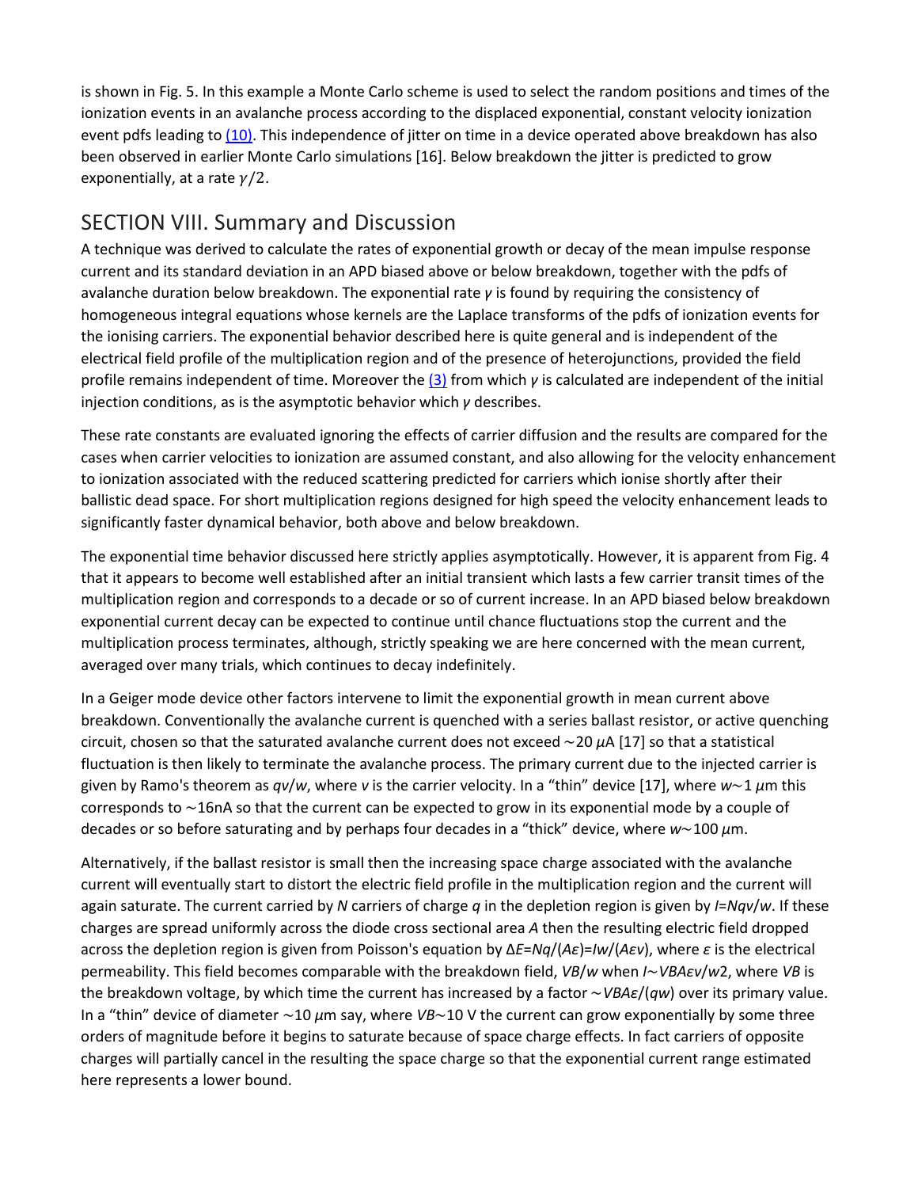is shown in Fig. 5. In this example a Monte Carlo scheme is used to select the random positions and times of the ionization events in an avalanche process according to the displaced exponential, constant velocity ionization event pdfs leading to (10). This independence of jitter on time in a device operated above breakdown has also been observed in earlier Monte Carlo simulations [16]. Below breakdown the jitter is predicted to grow exponentially, at a rate $\gamma/2$.

## SECTION VIII. Summary and Discussion

A technique was derived to calculate the rates of exponential growth or decay of the mean impulse response current and its standard deviation in an APD biased above or below breakdown, together with the pdfs of avalanche duration below breakdown. The exponential rate $\gamma$ is found by requiring the consistency of homogeneous integral equations whose kernels are the Laplace transforms of the pdfs of ionization events for the ionising carriers. The exponential behavior described here is quite general and is independent of the electrical field profile of the multiplication region and of the presence of heterojunctions, provided the field profile remains independent of time. Moreover the (3) from which $\gamma$ is calculated are independent of the initial injection conditions, as is the asymptotic behavior which $\gamma$ describes.

These rate constants are evaluated ignoring the effects of carrier diffusion and the results are compared for the cases when carrier velocities to ionization are assumed constant, and also allowing for the velocity enhancement to ionization associated with the reduced scattering predicted for carriers which ionise shortly after their ballistic dead space. For short multiplication regions designed for high speed the velocity enhancement leads to significantly faster dynamical behavior, both above and below breakdown.

The exponential time behavior discussed here strictly applies asymptotically. However, it is apparent from Fig. 4 that it appears to become well established after an initial transient which lasts a few carrier transit times of the multiplication region and corresponds to a decade or so of current increase. In an APD biased below breakdown exponential current decay can be expected to continue until chance fluctuations stop the current and the multiplication process terminates, although, strictly speaking we are here concerned with the mean current, averaged over many trials, which continues to decay indefinitely.

In a Geiger mode device other factors intervene to limit the exponential growth in mean current above breakdown. Conventionally the avalanche current is quenched with a series ballast resistor, or active quenching circuit, chosen so that the saturated avalanche current does not exceed $\sim 20\ \mu$A [17] so that a statistical fluctuation is then likely to terminate the avalanche process. The primary current due to the injected carrier is given by Ramo's theorem as $qv/w$, where $v$ is the carrier velocity. In a "thin" device [17], where $w \sim 1\ \mu$m this corresponds to $\sim$16nA so that the current can be expected to grow in its exponential mode by a couple of decades or so before saturating and by perhaps four decades in a "thick" device, where $w \sim 100\ \mu$m.

Alternatively, if the ballast resistor is small then the increasing space charge associated with the avalanche current will eventually start to distort the electric field profile in the multiplication region and the current will again saturate. The current carried by $N$ carriers of charge $q$ in the depletion region is given by $I = Nqv/w$. If these charges are spread uniformly across the diode cross sectional area $A$ then the resulting electric field dropped across the depletion region is given from Poisson's equation by $\Delta E = Nq/(A\varepsilon) = Iw/(A\varepsilon v)$, where $\varepsilon$ is the electrical permeability. This field becomes comparable with the breakdown field, $V_B/w$ when $I \sim V_B A \varepsilon v/w^2$, where $V_B$ is the breakdown voltage, by which time the current has increased by a factor $\sim V_B A \varepsilon/(qw)$ over its primary value. In a "thin" device of diameter $\sim 10\ \mu$m say, where $V_B \sim 10$ V the current can grow exponentially by some three orders of magnitude before it begins to saturate because of space charge effects. In fact carriers of opposite charges will partially cancel in the resulting the space charge so that the exponential current range estimated here represents a lower bound.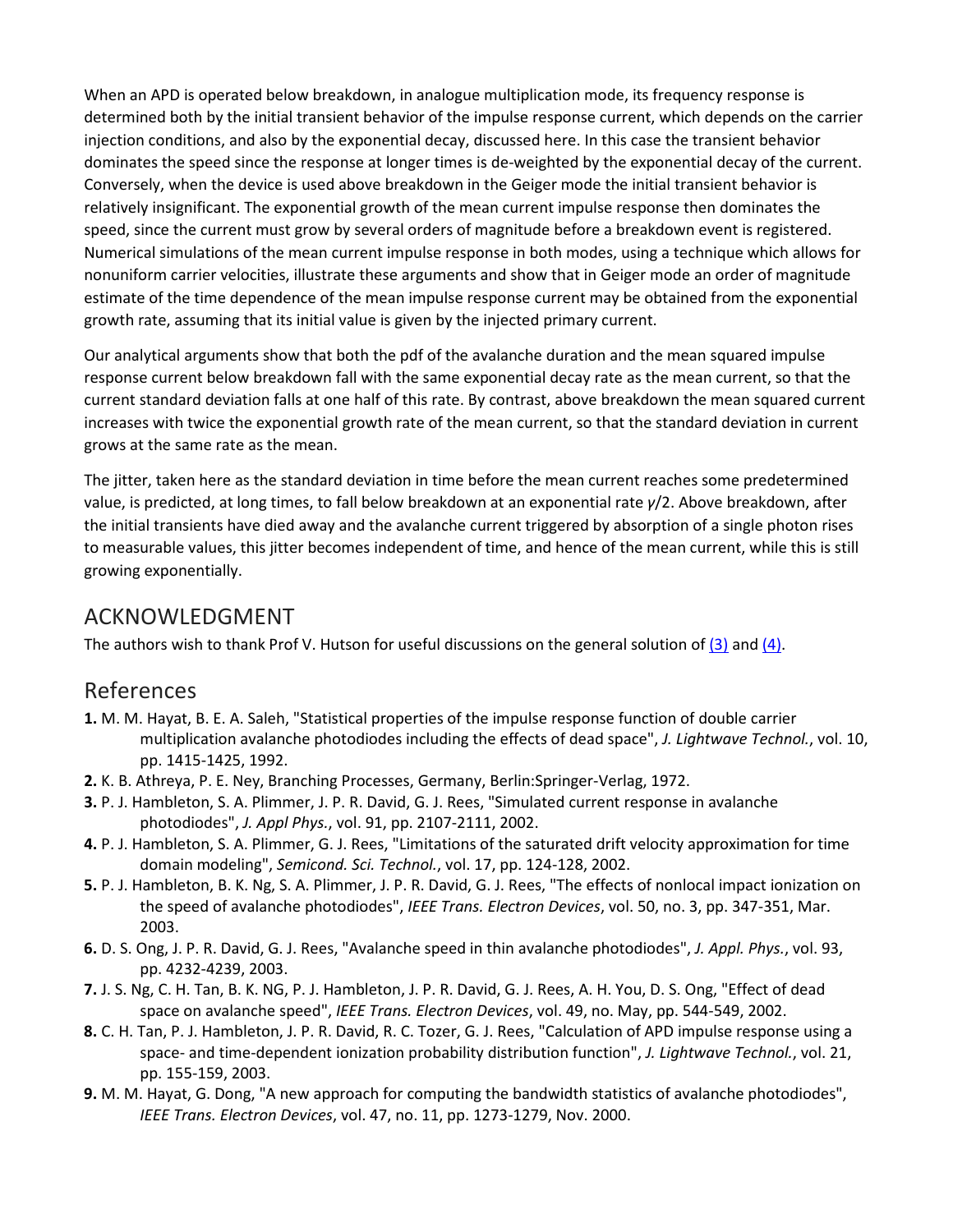When an APD is operated below breakdown, in analogue multiplication mode, its frequency response is determined both by the initial transient behavior of the impulse response current, which depends on the carrier injection conditions, and also by the exponential decay, discussed here. In this case the transient behavior dominates the speed since the response at longer times is de-weighted by the exponential decay of the current. Conversely, when the device is used above breakdown in the Geiger mode the initial transient behavior is relatively insignificant. The exponential growth of the mean current impulse response then dominates the speed, since the current must grow by several orders of magnitude before a breakdown event is registered. Numerical simulations of the mean current impulse response in both modes, using a technique which allows for nonuniform carrier velocities, illustrate these arguments and show that in Geiger mode an order of magnitude estimate of the time dependence of the mean impulse response current may be obtained from the exponential growth rate, assuming that its initial value is given by the injected primary current.

Our analytical arguments show that both the pdf of the avalanche duration and the mean squared impulse response current below breakdown fall with the same exponential decay rate as the mean current, so that the current standard deviation falls at one half of this rate. By contrast, above breakdown the mean squared current increases with twice the exponential growth rate of the mean current, so that the standard deviation in current grows at the same rate as the mean.

The jitter, taken here as the standard deviation in time before the mean current reaches some predetermined value, is predicted, at long times, to fall below breakdown at an exponential rate $\gamma/2$. Above breakdown, after the initial transients have died away and the avalanche current triggered by absorption of a single photon rises to measurable values, this jitter becomes independent of time, and hence of the mean current, while this is still growing exponentially.

## ACKNOWLEDGMENT

The authors wish to thank Prof V. Hutson for useful discussions on the general solution of (3) and (4).

## References

1. M. M. Hayat, B. E. A. Saleh, "Statistical properties of the impulse response function of double carrier multiplication avalanche photodiodes including the effects of dead space", *J. Lightwave Technol.*, vol. 10, pp. 1415-1425, 1992.
2. K. B. Athreya, P. E. Ney, Branching Processes, Germany, Berlin:Springer-Verlag, 1972.
3. P. J. Hambleton, S. A. Plimmer, J. P. R. David, G. J. Rees, "Simulated current response in avalanche photodiodes", *J. Appl Phys.*, vol. 91, pp. 2107-2111, 2002.
4. P. J. Hambleton, S. A. Plimmer, G. J. Rees, "Limitations of the saturated drift velocity approximation for time domain modeling", *Semicond. Sci. Technol.*, vol. 17, pp. 124-128, 2002.
5. P. J. Hambleton, B. K. Ng, S. A. Plimmer, J. P. R. David, G. J. Rees, "The effects of nonlocal impact ionization on the speed of avalanche photodiodes", *IEEE Trans. Electron Devices*, vol. 50, no. 3, pp. 347-351, Mar. 2003.
6. D. S. Ong, J. P. R. David, G. J. Rees, "Avalanche speed in thin avalanche photodiodes", *J. Appl. Phys.*, vol. 93, pp. 4232-4239, 2003.
7. J. S. Ng, C. H. Tan, B. K. NG, P. J. Hambleton, J. P. R. David, G. J. Rees, A. H. You, D. S. Ong, "Effect of dead space on avalanche speed", *IEEE Trans. Electron Devices*, vol. 49, no. May, pp. 544-549, 2002.
8. C. H. Tan, P. J. Hambleton, J. P. R. David, R. C. Tozer, G. J. Rees, "Calculation of APD impulse response using a space- and time-dependent ionization probability distribution function", *J. Lightwave Technol.*, vol. 21, pp. 155-159, 2003.
9. M. M. Hayat, G. Dong, "A new approach for computing the bandwidth statistics of avalanche photodiodes", *IEEE Trans. Electron Devices*, vol. 47, no. 11, pp. 1273-1279, Nov. 2000.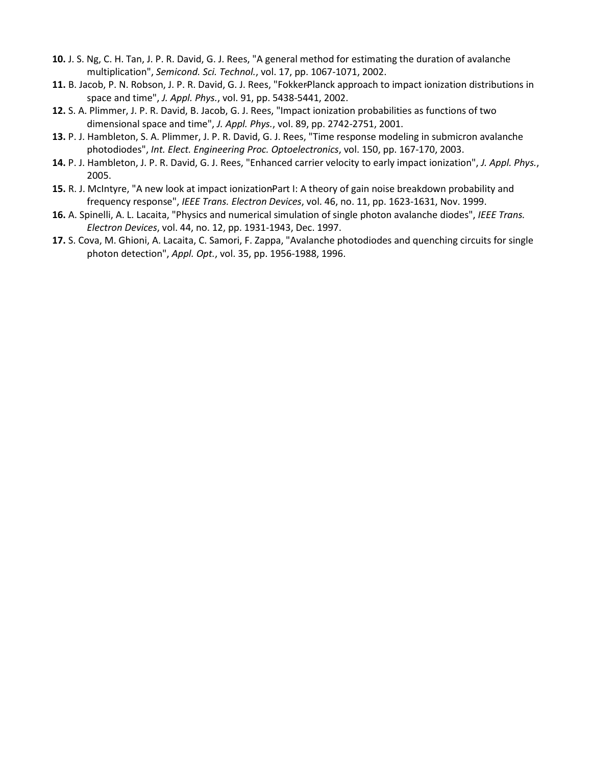**10.** J. S. Ng, C. H. Tan, J. P. R. David, G. J. Rees, "A general method for estimating the duration of avalanche multiplication", *Semicond. Sci. Technol.*, vol. 17, pp. 1067-1071, 2002.

**11.** B. Jacob, P. N. Robson, J. P. R. David, G. J. Rees, "Fokker-Planck approach to impact ionization distributions in space and time", *J. Appl. Phys.*, vol. 91, pp. 5438-5441, 2002.

**12.** S. A. Plimmer, J. P. R. David, B. Jacob, G. J. Rees, "Impact ionization probabilities as functions of two dimensional space and time", *J. Appl. Phys.*, vol. 89, pp. 2742-2751, 2001.

**13.** P. J. Hambleton, S. A. Plimmer, J. P. R. David, G. J. Rees, "Time response modeling in submicron avalanche photodiodes", *Int. Elect. Engineering Proc. Optoelectronics*, vol. 150, pp. 167-170, 2003.

**14.** P. J. Hambleton, J. P. R. David, G. J. Rees, "Enhanced carrier velocity to early impact ionization", *J. Appl. Phys.*, 2005.

**15.** R. J. McIntyre, "A new look at impact ionization-Part I: A theory of gain noise breakdown probability and frequency response", *IEEE Trans. Electron Devices*, vol. 46, no. 11, pp. 1623-1631, Nov. 1999.

**16.** A. Spinelli, A. L. Lacaita, "Physics and numerical simulation of single photon avalanche diodes", *IEEE Trans. Electron Devices*, vol. 44, no. 12, pp. 1931-1943, Dec. 1997.

**17.** S. Cova, M. Ghioni, A. Lacaita, C. Samori, F. Zappa, "Avalanche photodiodes and quenching circuits for single photon detection", *Appl. Opt.*, vol. 35, pp. 1956-1988, 1996.